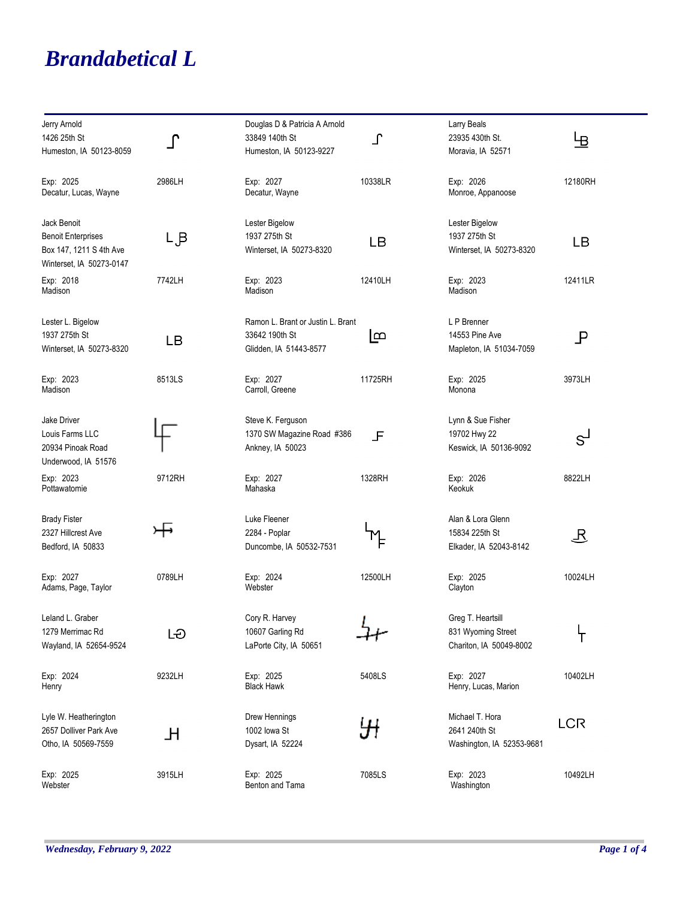# *Brandabetical L*

Jerry Arnold
1426 25th St
Humeston, IA 50123-8059

Exp: 2025 — 2986LH
Decatur, Lucas, Wayne

Douglas D & Patricia A Arnold
33849 140th St
Humeston, IA 50123-9227

Exp: 2027 — 10338LR
Decatur, Wayne

Larry Beals
23935 430th St.
Moravia, IA 52571

Exp: 2026 — 12180RH
Monroe, Appanoose

Jack Benoit
Benoit Enterprises
Box 147, 1211 S 4th Ave
Winterset, IA 50273-0147

Exp: 2018 — 7742LH
Madison

Lester Bigelow
1937 275th St
Winterset, IA 50273-8320

LB

Exp: 2023 — 12410LH
Madison

Lester Bigelow
1937 275th St
Winterset, IA 50273-8320

LB

Exp: 2023 — 12411LR
Madison

Lester L. Bigelow
1937 275th St
Winterset, IA 50273-8320

LB

Exp: 2023 — 8513LS
Madison

Ramon L. Brant or Justin L. Brant
33642 190th St
Glidden, IA 51443-8577

Exp: 2027 — 11725RH
Carroll, Greene

L P Brenner
14553 Pine Ave
Mapleton, IA 51034-7059

Exp: 2025 — 3973LH
Monona

Jake Driver
Louis Farms LLC
20934 Pinoak Road
Underwood, IA 51576

Exp: 2023 — 9712RH
Pottawatomie

Steve K. Ferguson
1370 SW Magazine Road #386
Ankney, IA 50023

Exp: 2027 — 1328RH
Mahaska

Lynn & Sue Fisher
19702 Hwy 22
Keswick, IA 50136-9092

Exp: 2026 — 8822LH
Keokuk

Brady Fister
2327 Hillcrest Ave
Bedford, IA 50833

Exp: 2027 — 0789LH
Adams, Page, Taylor

Luke Fleener
2284 - Poplar
Duncombe, IA 50532-7531

Exp: 2024 — 12500LH
Webster

Alan & Lora Glenn
15834 225th St
Elkader, IA 52043-8142

Exp: 2025 — 10024LH
Clayton

Leland L. Graber
1279 Merrimac Rd
Wayland, IA 52654-9524

Exp: 2024 — 9232LH
Henry

Cory R. Harvey
10607 Garling Rd
LaPorte City, IA 50651

Exp: 2025 — 5408LS
Black Hawk

Greg T. Heartsill
831 Wyoming Street
Chariton, IA 50049-8002

Exp: 2027 — 10402LH
Henry, Lucas, Marion

Lyle W. Heatherington
2657 Dolliver Park Ave
Otho, IA 50569-7559

Exp: 2025 — 3915LH
Webster

Drew Hennings
1002 Iowa St
Dysart, IA 52224

Exp: 2025 — 7085LS
Benton and Tama

Michael T. Hora
2641 240th St
Washington, IA 52353-9681

LCR

Exp: 2023 — 10492LH
Washington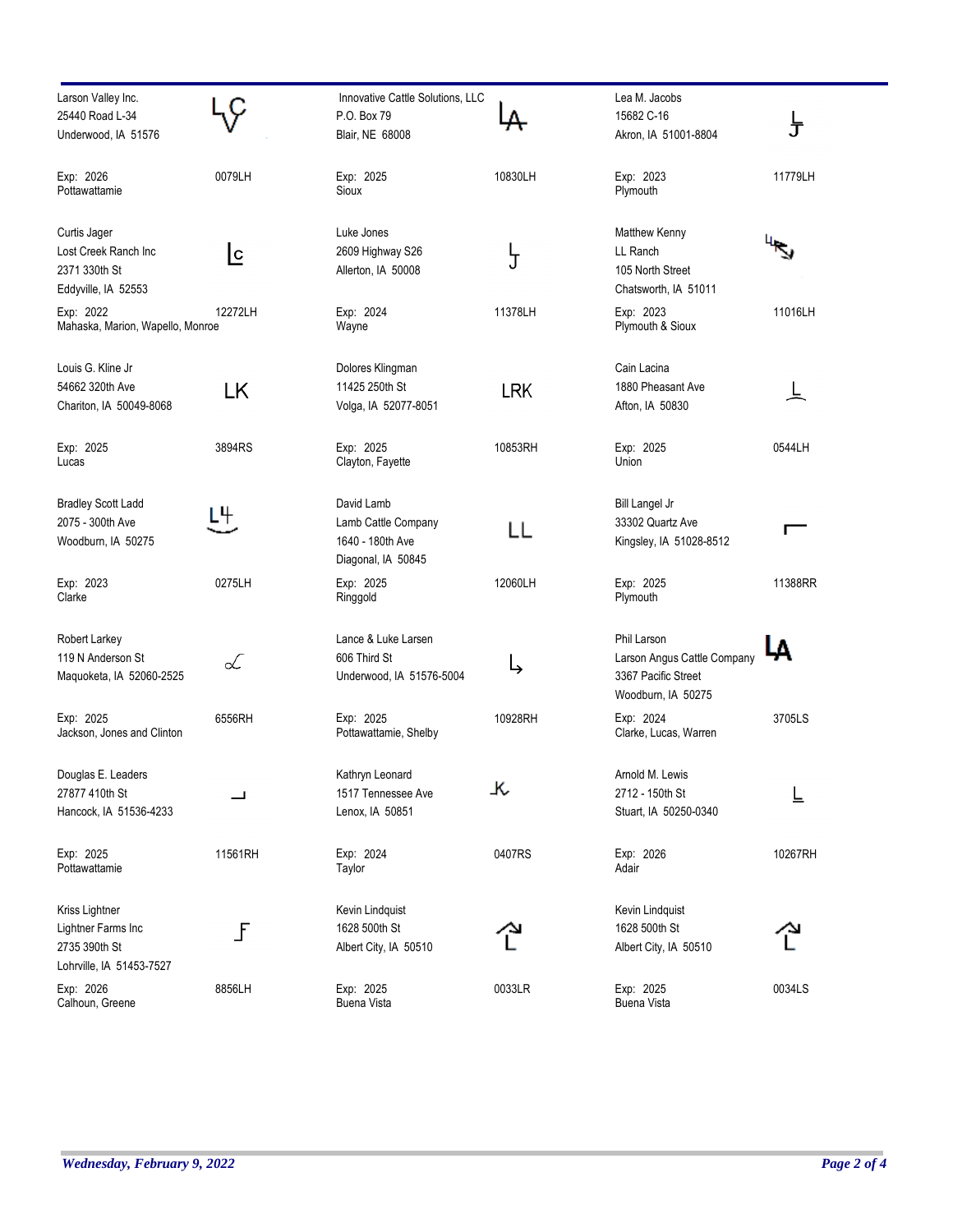Larson Valley Inc.
25440 Road L-34
Underwood, IA 51576

Exp: 2026
Pottawattamie
0079LH

Innovative Cattle Solutions, LLC
P.O. Box 79
Blair, NE 68008

Exp: 2025
Sioux
10830LH

Lea M. Jacobs
15682 C-16
Akron, IA 51001-8804

Exp: 2023
Plymouth
11779LH

Curtis Jager
Lost Creek Ranch Inc
2371 330th St
Eddyville, IA 52553

Exp: 2022
Mahaska, Marion, Wapello, Monroe
12272LH

Luke Jones
2609 Highway S26
Allerton, IA 50008

Exp: 2024
Wayne
11378LH

Matthew Kenny
LL Ranch
105 North Street
Chatsworth, IA 51011

Exp: 2023
Plymouth & Sioux
11016LH

Louis G. Kline Jr
54662 320th Ave
Chariton, IA 50049-8068

LK

Exp: 2025
Lucas
3894RS

Dolores Klingman
11425 250th St
Volga, IA 52077-8051

LRK

Exp: 2025
Clayton, Fayette
10853RH

Cain Lacina
1880 Pheasant Ave
Afton, IA 50830

Exp: 2025
Union
0544LH

Bradley Scott Ladd
2075 - 300th Ave
Woodburn, IA 50275

Exp: 2023
Clarke
0275LH

David Lamb
Lamb Cattle Company
1640 - 180th Ave
Diagonal, IA 50845

LL

Exp: 2025
Ringgold
12060LH

Bill Langel Jr
33302 Quartz Ave
Kingsley, IA 51028-8512

Exp: 2025
Plymouth
11388RR

Robert Larkey
119 N Anderson St
Maquoketa, IA 52060-2525

Exp: 2025
Jackson, Jones and Clinton
6556RH

Lance & Luke Larsen
606 Third St
Underwood, IA 51576-5004

Exp: 2025
Pottawattamie, Shelby
10928RH

Phil Larson
Larson Angus Cattle Company
3367 Pacific Street
Woodburn, IA 50275

LA

Exp: 2024
Clarke, Lucas, Warren
3705LS

Douglas E. Leaders
27877 410th St
Hancock, IA 51536-4233

Exp: 2025
Pottawattamie
11561RH

Kathryn Leonard
1517 Tennessee Ave
Lenox, IA 50851

Exp: 2024
Taylor
0407RS

Arnold M. Lewis
2712 - 150th St
Stuart, IA 50250-0340

Exp: 2026
Adair
10267RH

Kriss Lightner
Lightner Farms Inc
2735 390th St
Lohrville, IA 51453-7527

Exp: 2026
Calhoun, Greene
8856LH

Kevin Lindquist
1628 500th St
Albert City, IA 50510

Exp: 2025
Buena Vista
0033LR

Kevin Lindquist
1628 500th St
Albert City, IA 50510

Exp: 2025
Buena Vista
0034LS

*Wednesday, February 9, 2022*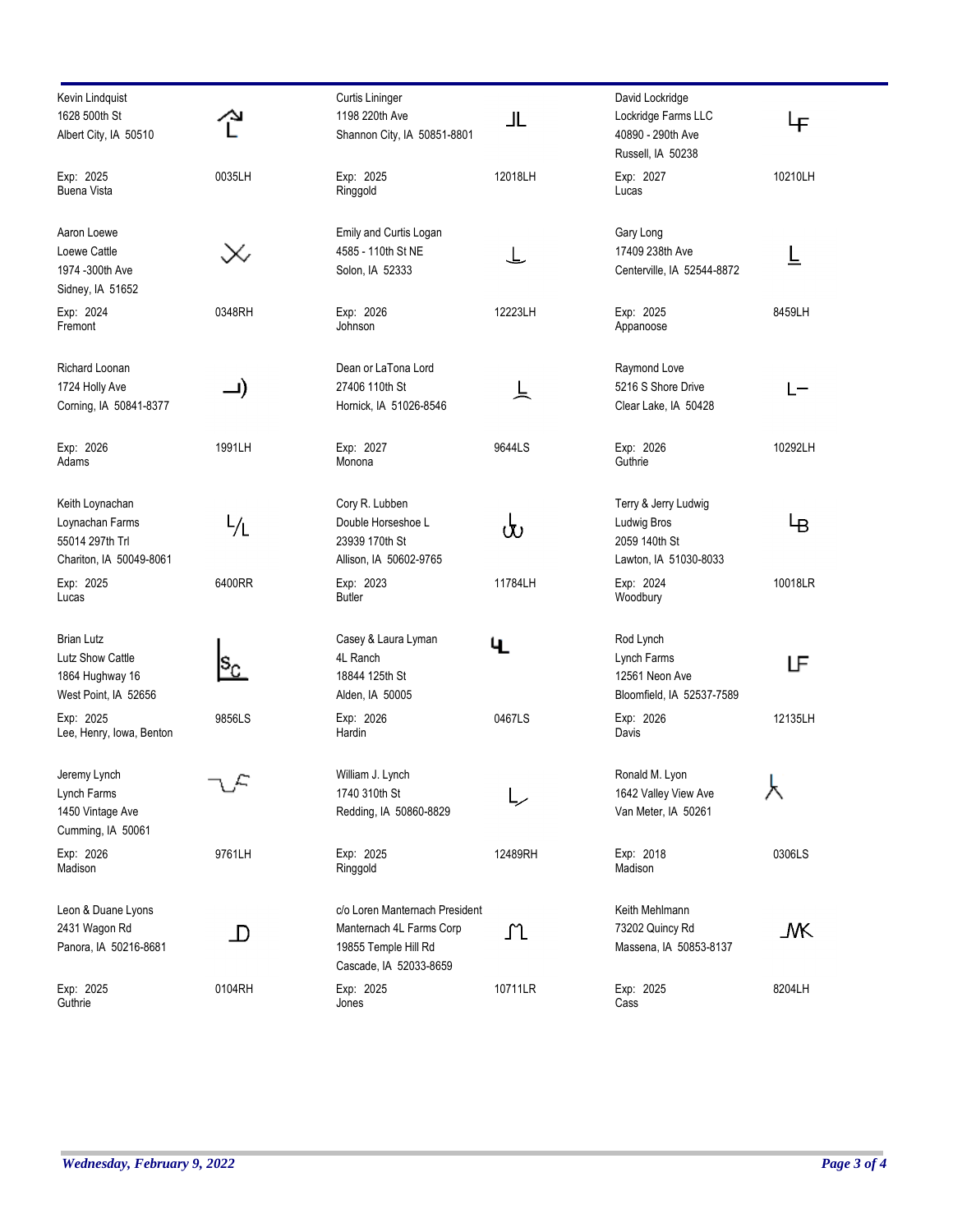| Name / Address | Brand | Name / Address | Brand | Name / Address | Brand |
|---|---|---|---|---|---|
| Kevin Lindquist<br>1628 500th St<br>Albert City, IA 50510<br><br>Exp: 2025<br>Buena Vista | 0035LH | Curtis Lininger<br>1198 220th Ave<br>Shannon City, IA 50851-8801<br><br>Exp: 2025<br>Ringgold | 12018LH | David Lockridge<br>Lockridge Farms LLC<br>40890 - 290th Ave<br>Russell, IA 50238<br><br>Exp: 2027<br>Lucas | 10210LH |
| Aaron Loewe<br>Loewe Cattle<br>1974 -300th Ave<br>Sidney, IA 51652<br><br>Exp: 2024<br>Fremont | 0348RH | Emily and Curtis Logan<br>4585 - 110th St NE<br>Solon, IA 52333<br><br>Exp: 2026<br>Johnson | 12223LH | Gary Long<br>17409 238th Ave<br>Centerville, IA 52544-8872<br><br>Exp: 2025<br>Appanoose | 8459LH |
| Richard Loonan<br>1724 Holly Ave<br>Corning, IA 50841-8377<br><br>Exp: 2026<br>Adams | 1991LH | Dean or LaTona Lord<br>27406 110th St<br>Hornick, IA 51026-8546<br><br>Exp: 2027<br>Monona | 9644LS | Raymond Love<br>5216 S Shore Drive<br>Clear Lake, IA 50428<br><br>Exp: 2026<br>Guthrie | 10292LH |
| Keith Loynachan<br>Loynachan Farms<br>55014 297th Trl<br>Chariton, IA 50049-8061<br><br>Exp: 2025<br>Lucas | 6400RR | Cory R. Lubben<br>Double Horseshoe L<br>23939 170th St<br>Allison, IA 50602-9765<br><br>Exp: 2023<br>Butler | 11784LH | Terry & Jerry Ludwig<br>Ludwig Bros<br>2059 140th St<br>Lawton, IA 51030-8033<br><br>Exp: 2024<br>Woodbury | 10018LR |
| Brian Lutz<br>Lutz Show Cattle<br>1864 Hughway 16<br>West Point, IA 52656<br><br>Exp: 2025<br>Lee, Henry, Iowa, Benton | 9856LS | Casey & Laura Lyman<br>4L Ranch<br>18844 125th St<br>Alden, IA 50005<br><br>Exp: 2026<br>Hardin | 0467LS | Rod Lynch<br>Lynch Farms<br>12561 Neon Ave<br>Bloomfield, IA 52537-7589<br><br>Exp: 2026<br>Davis | 12135LH |
| Jeremy Lynch<br>Lynch Farms<br>1450 Vintage Ave<br>Cumming, IA 50061<br><br>Exp: 2026<br>Madison | 9761LH | William J. Lynch<br>1740 310th St<br>Redding, IA 50860-8829<br><br>Exp: 2025<br>Ringgold | 12489RH | Ronald M. Lyon<br>1642 Valley View Ave<br>Van Meter, IA 50261<br><br>Exp: 2018<br>Madison | 0306LS |
| Leon & Duane Lyons<br>2431 Wagon Rd<br>Panora, IA 50216-8681<br><br>Exp: 2025<br>Guthrie | 0104RH | c/o Loren Manternach President<br>Manternach 4L Farms Corp<br>19855 Temple Hill Rd<br>Cascade, IA 52033-8659<br><br>Exp: 2025<br>Jones | 10711LR | Keith Mehlmann<br>73202 Quincy Rd<br>Massena, IA 50853-8137<br><br>Exp: 2025<br>Cass | 8204LH |

*Wednesday, February 9, 2022*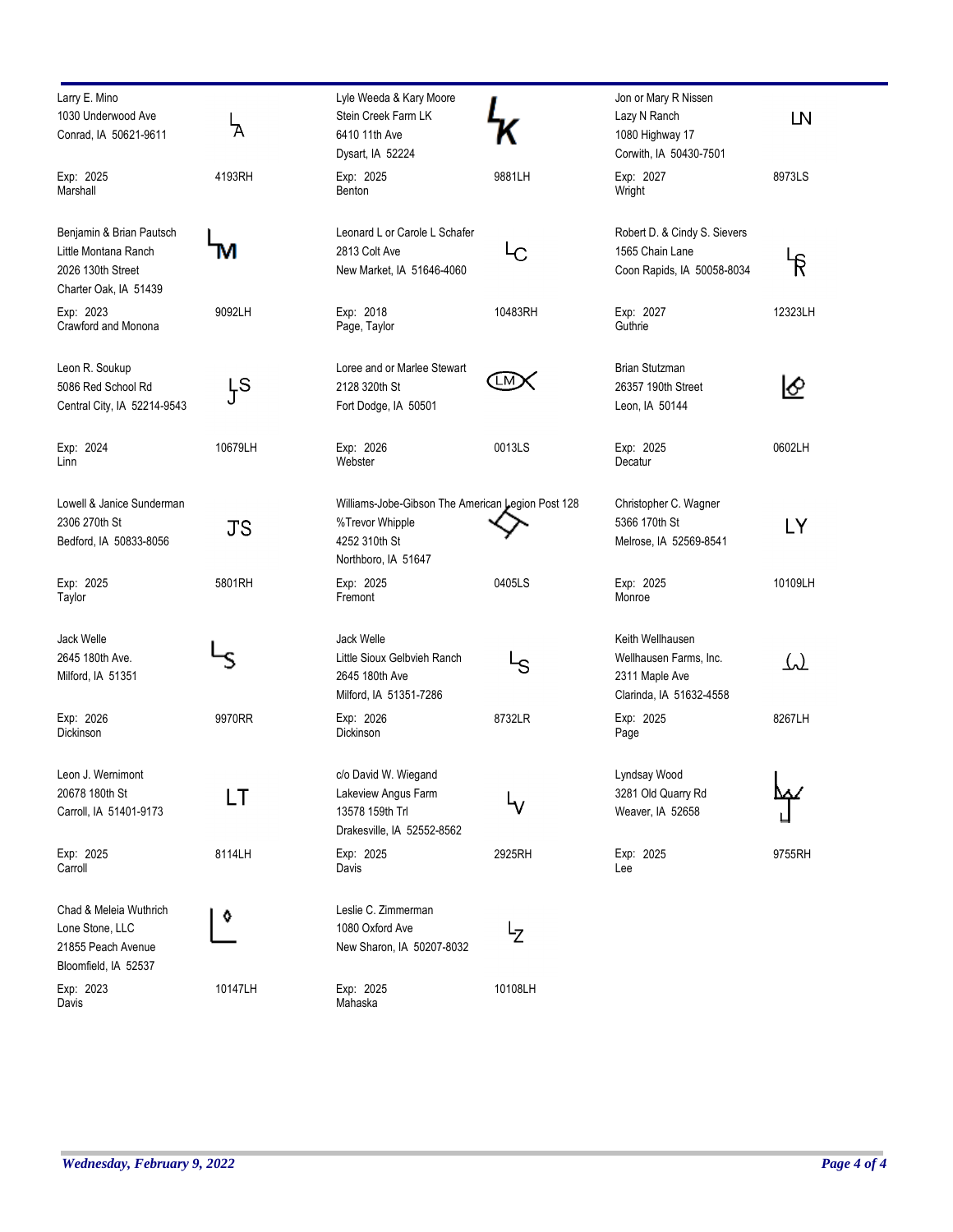| | | | | | | | | |
|---|---|---|---|---|---|---|---|---|
| Larry E. Mino<br>1030 Underwood Ave<br>Conrad, IA 50621-9611<br><br>Exp: 2025<br>Marshall | | 4193RH | Lyle Weeda & Kary Moore<br>Stein Creek Farm LK<br>6410 11th Ave<br>Dysart, IA 52224<br>Exp: 2025<br>Benton | | 9881LH | Jon or Mary R Nissen<br>Lazy N Ranch<br>1080 Highway 17<br>Corwith, IA 50430-7501<br>Exp: 2027<br>Wright | LN | 8973LS |
| Benjamin & Brian Pautsch<br>Little Montana Ranch<br>2026 130th Street<br>Charter Oak, IA 51439<br>Exp: 2023<br>Crawford and Monona | | 9092LH | Leonard L or Carole L Schafer<br>2813 Colt Ave<br>New Market, IA 51646-4060<br><br>Exp: 2018<br>Page, Taylor | | 10483RH | Robert D. & Cindy S. Sievers<br>1565 Chain Lane<br>Coon Rapids, IA 50058-8034<br><br>Exp: 2027<br>Guthrie | | 12323LH |
| Leon R. Soukup<br>5086 Red School Rd<br>Central City, IA 52214-9543<br><br>Exp: 2024<br>Linn | | 10679LH | Loree and or Marlee Stewart<br>2128 320th St<br>Fort Dodge, IA 50501<br><br>Exp: 2026<br>Webster | | 0013LS | Brian Stutzman<br>26357 190th Street<br>Leon, IA 50144<br><br>Exp: 2025<br>Decatur | | 0602LH |
| Lowell & Janice Sunderman<br>2306 270th St<br>Bedford, IA 50833-8056<br><br>Exp: 2025<br>Taylor | JS | 5801RH | Williams-Jobe-Gibson The American Legion Post 128<br>%Trevor Whipple<br>4252 310th St<br>Northboro, IA 51647<br>Exp: 2025<br>Fremont | | 0405LS | Christopher C. Wagner<br>5366 170th St<br>Melrose, IA 52569-8541<br><br>Exp: 2025<br>Monroe | LY | 10109LH |
| Jack Welle<br>2645 180th Ave.<br>Milford, IA 51351<br><br>Exp: 2026<br>Dickinson | | 9970RR | Jack Welle<br>Little Sioux Gelbvieh Ranch<br>2645 180th Ave<br>Milford, IA 51351-7286<br>Exp: 2026<br>Dickinson | | 8732LR | Keith Wellhausen<br>Wellhausen Farms, Inc.<br>2311 Maple Ave<br>Clarinda, IA 51632-4558<br>Exp: 2025<br>Page | | 8267LH |
| Leon J. Wernimont<br>20678 180th St<br>Carroll, IA 51401-9173<br><br>Exp: 2025<br>Carroll | LT | 8114LH | c/o David W. Wiegand<br>Lakeview Angus Farm<br>13578 159th Trl<br>Drakesville, IA 52552-8562<br>Exp: 2025<br>Davis | | 2925RH | Lyndsay Wood<br>3281 Old Quarry Rd<br>Weaver, IA 52658<br><br>Exp: 2025<br>Lee | | 9755RH |
| Chad & Meleia Wuthrich<br>Lone Stone, LLC<br>21855 Peach Avenue<br>Bloomfield, IA 52537<br>Exp: 2023<br>Davis | | 10147LH | Leslie C. Zimmerman<br>1080 Oxford Ave<br>New Sharon, IA 50207-8032<br><br>Exp: 2025<br>Mahaska | | 10108LH | | | |

*Wednesday, February 9, 2022*